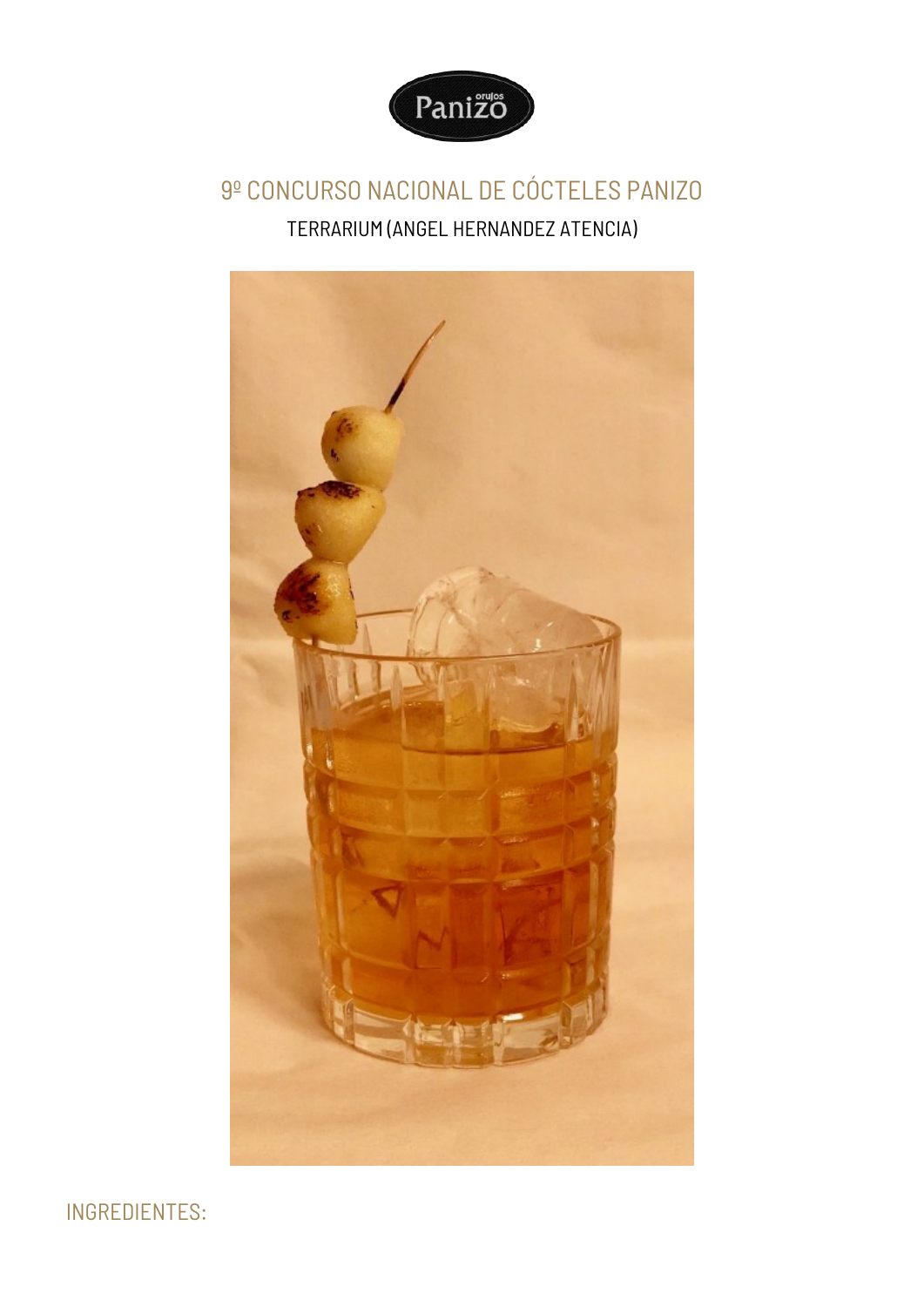# 9º CONCURSO NACIONAL DE CÓCTELES PANIZO

TERRARIUM (ANGEL HERNANDEZ ATENCIA)

## INGREDIENTES: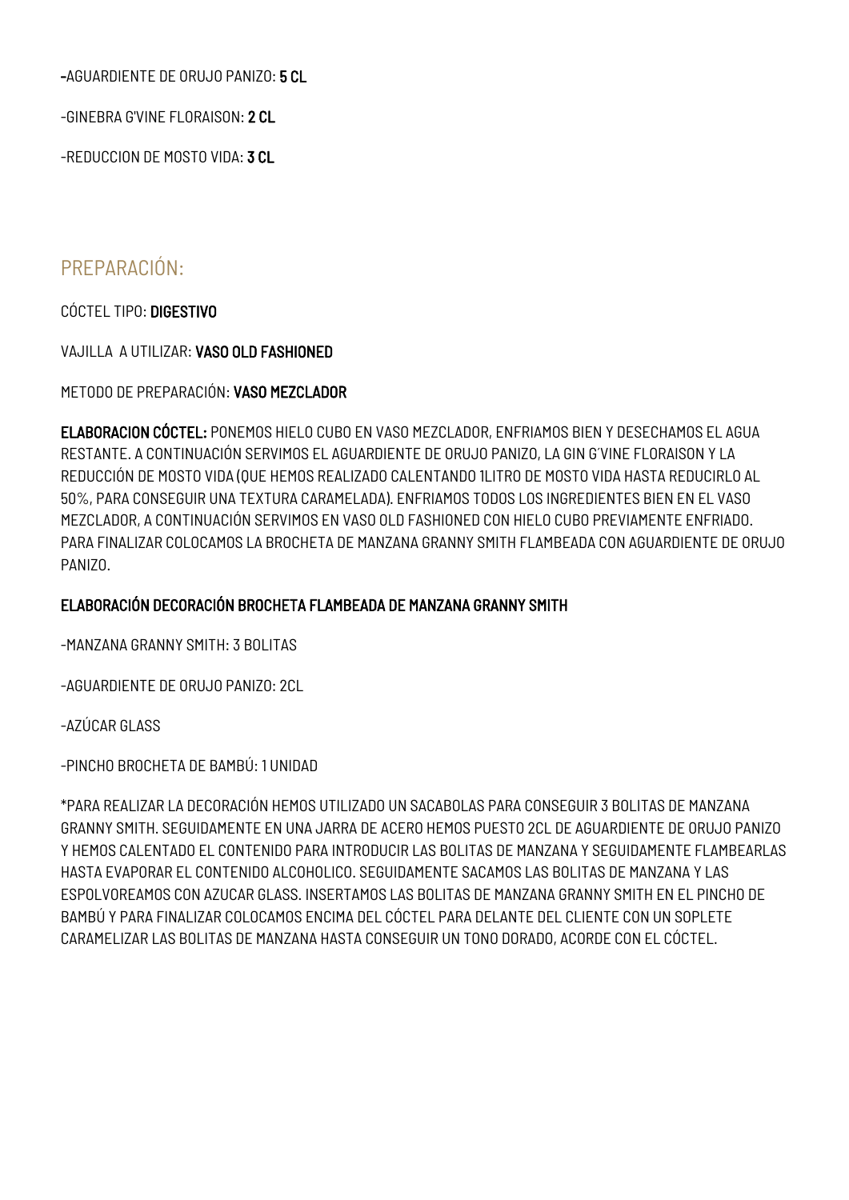-AGUARDIENTE DE ORUJO PANIZO: **5 CL**

-GINEBRA G'VINE FLORAISON: **2 CL**

-REDUCCION DE MOSTO VIDA: **3 CL**

## PREPARACIÓN:

CÓCTEL TIPO: **DIGESTIVO**

VAJILLA A UTILIZAR: **VASO OLD FASHIONED**

METODO DE PREPARACIÓN: **VASO MEZCLADOR**

**ELABORACION CÓCTEL:** PONEMOS HIELO CUBO EN VASO MEZCLADOR, ENFRIAMOS BIEN Y DESECHAMOS EL AGUA RESTANTE. A CONTINUACIÓN SERVIMOS EL AGUARDIENTE DE ORUJO PANIZO, LA GIN G´VINE FLORAISON Y LA REDUCCIÓN DE MOSTO VIDA (QUE HEMOS REALIZADO CALENTANDO 1LITRO DE MOSTO VIDA HASTA REDUCIRLO AL 50%, PARA CONSEGUIR UNA TEXTURA CARAMELADA). ENFRIAMOS TODOS LOS INGREDIENTES BIEN EN EL VASO MEZCLADOR, A CONTINUACIÓN SERVIMOS EN VASO OLD FASHIONED CON HIELO CUBO PREVIAMENTE ENFRIADO. PARA FINALIZAR COLOCAMOS LA BROCHETA DE MANZANA GRANNY SMITH FLAMBEADA CON AGUARDIENTE DE ORUJO PANIZO.

**ELABORACIÓN DECORACIÓN BROCHETA FLAMBEADA DE MANZANA GRANNY SMITH**

-MANZANA GRANNY SMITH: 3 BOLITAS

-AGUARDIENTE DE ORUJO PANIZO: 2CL

-AZÚCAR GLASS

-PINCHO BROCHETA DE BAMBÚ: 1 UNIDAD

*PARA REALIZAR LA DECORACIÓN HEMOS UTILIZADO UN SACABOLAS PARA CONSEGUIR 3 BOLITAS DE MANZANA GRANNY SMITH. SEGUIDAMENTE EN UNA JARRA DE ACERO HEMOS PUESTO 2CL DE AGUARDIENTE DE ORUJO PANIZO Y HEMOS CALENTADO EL CONTENIDO PARA INTRODUCIR LAS BOLITAS DE MANZANA Y SEGUIDAMENTE FLAMBEARLAS HASTA EVAPORAR EL CONTENIDO ALCOHOLICO. SEGUIDAMENTE SACAMOS LAS BOLITAS DE MANZANA Y LAS ESPOLVOREAMOS CON AZUCAR GLASS. INSERTAMOS LAS BOLITAS DE MANZANA GRANNY SMITH EN EL PINCHO DE BAMBÚ Y PARA FINALIZAR COLOCAMOS ENCIMA DEL CÓCTEL PARA DELANTE DEL CLIENTE CON UN SOPLETE CARAMELIZAR LAS BOLITAS DE MANZANA HASTA CONSEGUIR UN TONO DORADO, ACORDE CON EL CÓCTEL.